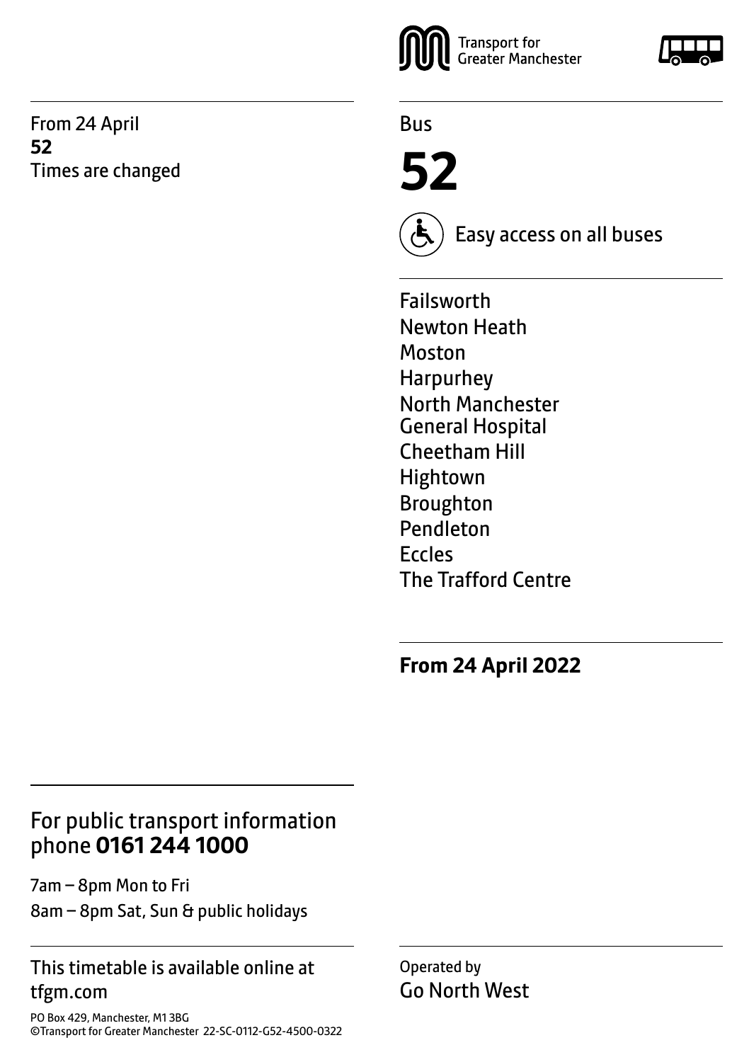From 24 April
**52**
Times are changed

Transport for Greater Manchester

Bus

# 52

Easy access on all buses

Failsworth
Newton Heath
Moston
Harpurhey
North Manchester General Hospital
Cheetham Hill
Hightown
Broughton
Pendleton
Eccles
The Trafford Centre

**From 24 April 2022**

## For public transport information phone **0161 244 1000**

7am – 8pm Mon to Fri
8am – 8pm Sat, Sun & public holidays

This timetable is available online at tfgm.com

PO Box 429, Manchester, M1 3BG
©Transport for Greater Manchester 22-SC-0112-G52-4500-0322

Operated by
Go North West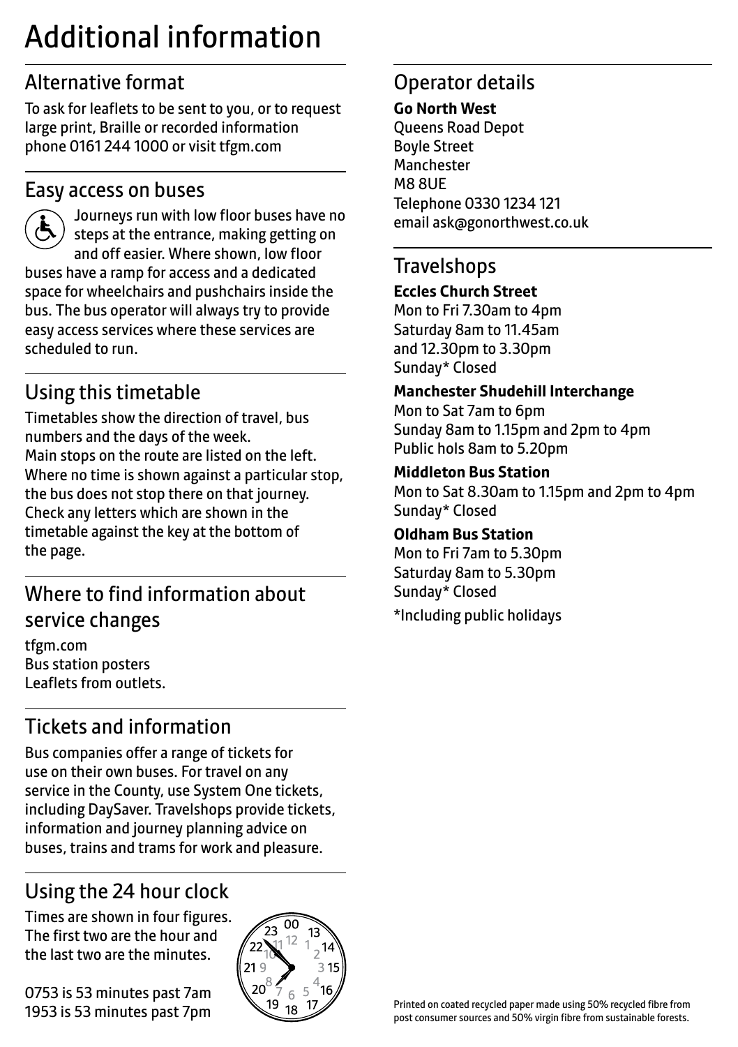# Additional information

## Alternative format

To ask for leaflets to be sent to you, or to request large print, Braille or recorded information phone 0161 244 1000 or visit tfgm.com

## Easy access on buses

Journeys run with low floor buses have no steps at the entrance, making getting on and off easier. Where shown, low floor buses have a ramp for access and a dedicated space for wheelchairs and pushchairs inside the bus. The bus operator will always try to provide easy access services where these services are scheduled to run.

## Using this timetable

Timetables show the direction of travel, bus numbers and the days of the week.
Main stops on the route are listed on the left. Where no time is shown against a particular stop, the bus does not stop there on that journey. Check any letters which are shown in the timetable against the key at the bottom of the page.

## Where to find information about service changes

tfgm.com
Bus station posters
Leaflets from outlets.

## Tickets and information

Bus companies offer a range of tickets for use on their own buses. For travel on any service in the County, use System One tickets, including DaySaver. Travelshops provide tickets, information and journey planning advice on buses, trains and trams for work and pleasure.

## Using the 24 hour clock

Times are shown in four figures. The first two are the hour and the last two are the minutes.

0753 is 53 minutes past 7am
1953 is 53 minutes past 7pm

## Operator details

**Go North West**
Queens Road Depot
Boyle Street
Manchester
M8 8UE
Telephone 0330 1234 121
email ask@gonorthwest.co.uk

## Travelshops

**Eccles Church Street**
Mon to Fri 7.30am to 4pm
Saturday 8am to 11.45am
and 12.30pm to 3.30pm
Sunday* Closed

**Manchester Shudehill Interchange**
Mon to Sat 7am to 6pm
Sunday 8am to 1.15pm and 2pm to 4pm
Public hols 8am to 5.20pm

**Middleton Bus Station**
Mon to Sat 8.30am to 1.15pm and 2pm to 4pm
Sunday* Closed

**Oldham Bus Station**
Mon to Fri 7am to 5.30pm
Saturday 8am to 5.30pm
Sunday* Closed

*Including public holidays

Printed on coated recycled paper made using 50% recycled fibre from post consumer sources and 50% virgin fibre from sustainable forests.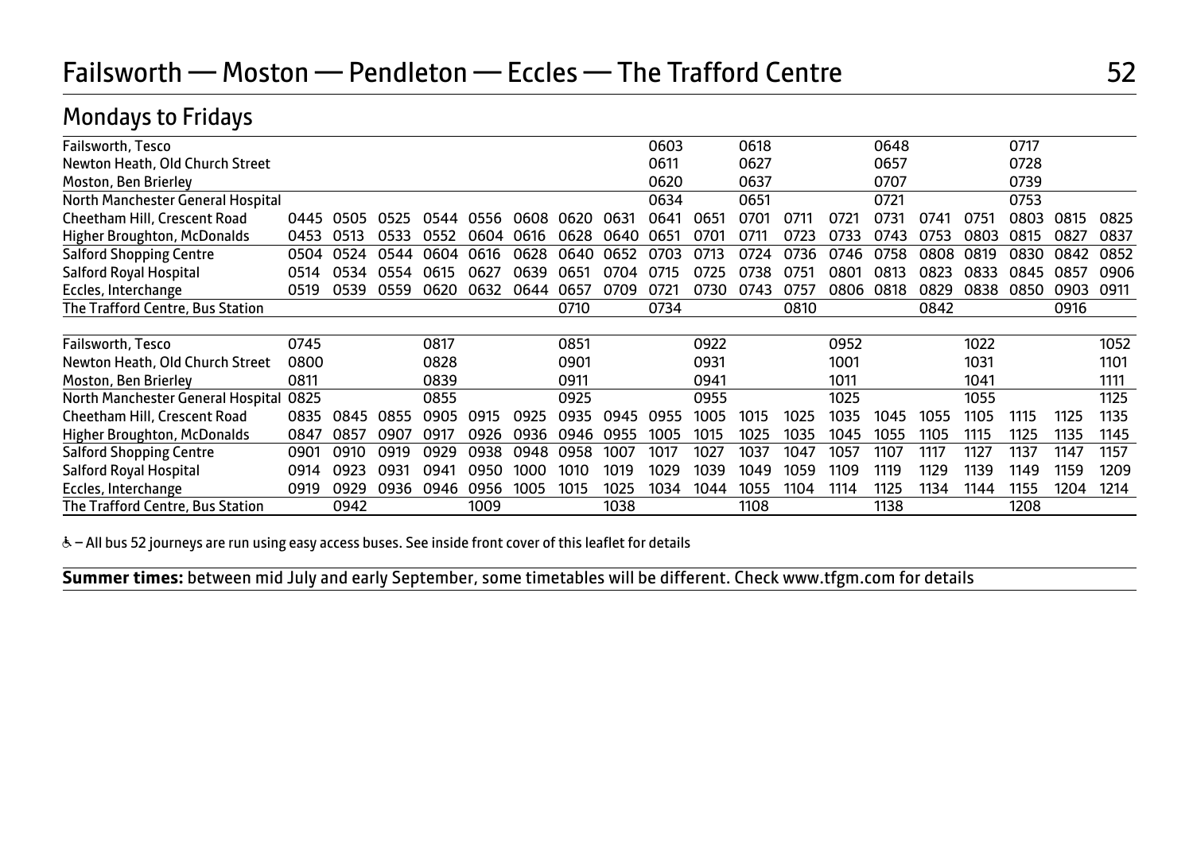# Failsworth — Moston — Pendleton — Eccles — The Trafford Centre

## Mondays to Fridays

| | | | | | | | | | | | | | | | | | | | |
|---|---|---|---|---|---|---|---|---|---|---|---|---|---|---|---|---|---|---|---|
| Failsworth, Tesco | | | | | | | | | 0603 | | 0618 | | | 0648 | | | 0717 | | |
| Newton Heath, Old Church Street | | | | | | | | | 0611 | | 0627 | | | 0657 | | | 0728 | | |
| Moston, Ben Brierley | | | | | | | | | 0620 | | 0637 | | | 0707 | | | 0739 | | |
| North Manchester General Hospital | | | | | | | | | 0634 | | 0651 | | | 0721 | | | 0753 | | |
| Cheetham Hill, Crescent Road | 0445 | 0505 | 0525 | 0544 | 0556 | 0608 | 0620 | 0631 | 0641 | 0651 | 0701 | 0711 | 0721 | 0731 | 0741 | 0751 | 0803 | 0815 | 0825 |
| Higher Broughton, McDonalds | 0453 | 0513 | 0533 | 0552 | 0604 | 0616 | 0628 | 0640 | 0651 | 0701 | 0711 | 0723 | 0733 | 0743 | 0753 | 0803 | 0815 | 0827 | 0837 |
| Salford Shopping Centre | 0504 | 0524 | 0544 | 0604 | 0616 | 0628 | 0640 | 0652 | 0703 | 0713 | 0724 | 0736 | 0746 | 0758 | 0808 | 0819 | 0830 | 0842 | 0852 |
| Salford Royal Hospital | 0514 | 0534 | 0554 | 0615 | 0627 | 0639 | 0651 | 0704 | 0715 | 0725 | 0738 | 0751 | 0801 | 0813 | 0823 | 0833 | 0845 | 0857 | 0906 |
| Eccles, Interchange | 0519 | 0539 | 0559 | 0620 | 0632 | 0644 | 0657 | 0709 | 0721 | 0730 | 0743 | 0757 | 0806 | 0818 | 0829 | 0838 | 0850 | 0903 | 0911 |
| The Trafford Centre, Bus Station | | | | | | | 0710 | | 0734 | | | 0810 | | | 0842 | | | 0916 | |

| | | | | | | | | | | | | | | | | | | | |
|---|---|---|---|---|---|---|---|---|---|---|---|---|---|---|---|---|---|---|---|
| Failsworth, Tesco | 0745 | | | 0817 | | | 0851 | | | 0922 | | | 0952 | | | 1022 | | | 1052 |
| Newton Heath, Old Church Street | 0800 | | | 0828 | | | 0901 | | | 0931 | | | 1001 | | | 1031 | | | 1101 |
| Moston, Ben Brierley | 0811 | | | 0839 | | | 0911 | | | 0941 | | | 1011 | | | 1041 | | | 1111 |
| North Manchester General Hospital | 0825 | | | 0855 | | | 0925 | | | 0955 | | | 1025 | | | 1055 | | | 1125 |
| Cheetham Hill, Crescent Road | 0835 | 0845 | 0855 | 0905 | 0915 | 0925 | 0935 | 0945 | 0955 | 1005 | 1015 | 1025 | 1035 | 1045 | 1055 | 1105 | 1115 | 1125 | 1135 |
| Higher Broughton, McDonalds | 0847 | 0857 | 0907 | 0917 | 0926 | 0936 | 0946 | 0955 | 1005 | 1015 | 1025 | 1035 | 1045 | 1055 | 1105 | 1115 | 1125 | 1135 | 1145 |
| Salford Shopping Centre | 0901 | 0910 | 0919 | 0929 | 0938 | 0948 | 0958 | 1007 | 1017 | 1027 | 1037 | 1047 | 1057 | 1107 | 1117 | 1127 | 1137 | 1147 | 1157 |
| Salford Royal Hospital | 0914 | 0923 | 0931 | 0941 | 0950 | 1000 | 1010 | 1019 | 1029 | 1039 | 1049 | 1059 | 1109 | 1119 | 1129 | 1139 | 1149 | 1159 | 1209 |
| Eccles, Interchange | 0919 | 0929 | 0936 | 0946 | 0956 | 1005 | 1015 | 1025 | 1034 | 1044 | 1055 | 1104 | 1114 | 1125 | 1134 | 1144 | 1155 | 1204 | 1214 |
| The Trafford Centre, Bus Station | | 0942 | | | 1009 | | | 1038 | | | 1108 | | | 1138 | | | 1208 | | |

♿ – All bus 52 journeys are run using easy access buses. See inside front cover of this leaflet for details

**Summer times:** between mid July and early September, some timetables will be different. Check www.tfgm.com for details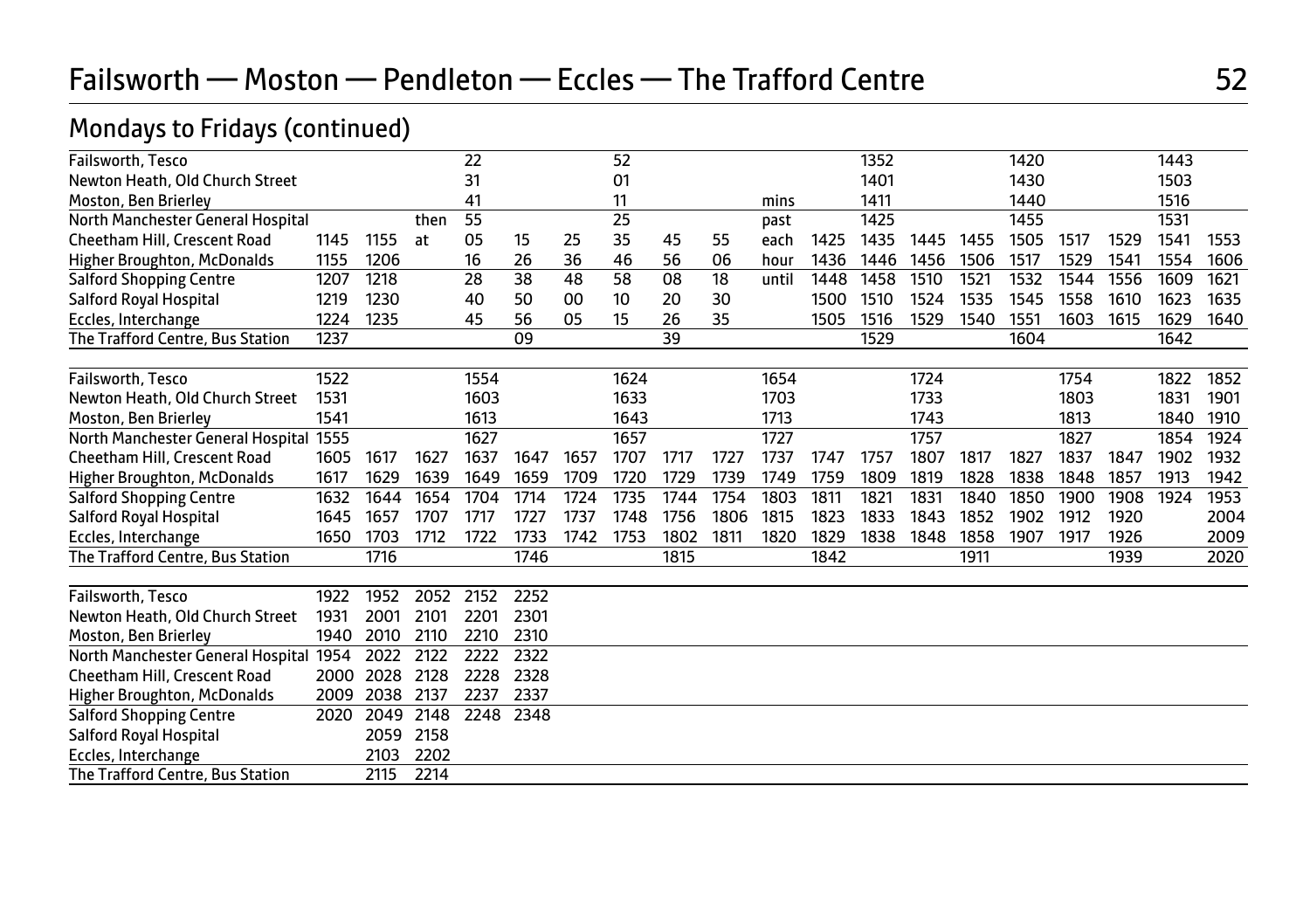# Failsworth — Moston — Pendleton — Eccles — The Trafford Centre 52

## Mondays to Fridays (continued)

| | | | | | | | | | | | | | | | | | | | |
|---|---|---|---|---|---|---|---|---|---|---|---|---|---|---|---|---|---|---|---|
| Failsworth, Tesco | | | | 22 | | | 52 | | | | | 1352 | | | 1420 | | | 1443 | |
| Newton Heath, Old Church Street | | | | 31 | | | 01 | | | | | 1401 | | | 1430 | | | 1503 | |
| Moston, Ben Brierley | | | | 41 | | | 11 | | | mins | | 1411 | | | 1440 | | | 1516 | |
| North Manchester General Hospital | | | then | 55 | | | 25 | | | past | | 1425 | | | 1455 | | | 1531 | |
| Cheetham Hill, Crescent Road | 1145 | 1155 | at | 05 | 15 | 25 | 35 | 45 | 55 | each | 1425 | 1435 | 1445 | 1455 | 1505 | 1517 | 1529 | 1541 | 1553 |
| Higher Broughton, McDonalds | 1155 | 1206 | | 16 | 26 | 36 | 46 | 56 | 06 | hour | 1436 | 1446 | 1456 | 1506 | 1517 | 1529 | 1541 | 1554 | 1606 |
| Salford Shopping Centre | 1207 | 1218 | | 28 | 38 | 48 | 58 | 08 | 18 | until | 1448 | 1458 | 1510 | 1521 | 1532 | 1544 | 1556 | 1609 | 1621 |
| Salford Royal Hospital | 1219 | 1230 | | 40 | 50 | 00 | 10 | 20 | 30 | | 1500 | 1510 | 1524 | 1535 | 1545 | 1558 | 1610 | 1623 | 1635 |
| Eccles, Interchange | 1224 | 1235 | | 45 | 56 | 05 | 15 | 26 | 35 | | 1505 | 1516 | 1529 | 1540 | 1551 | 1603 | 1615 | 1629 | 1640 |
| The Trafford Centre, Bus Station | 1237 | | | | 09 | | | 39 | | | | 1529 | | | 1604 | | | 1642 | |

| | | | | | | | | | | | | | | | | | | | |
|---|---|---|---|---|---|---|---|---|---|---|---|---|---|---|---|---|---|---|---|
| Failsworth, Tesco | 1522 | | | 1554 | | | 1624 | | | 1654 | | | 1724 | | | 1754 | | 1822 | 1852 |
| Newton Heath, Old Church Street | 1531 | | | 1603 | | | 1633 | | | 1703 | | | 1733 | | | 1803 | | 1831 | 1901 |
| Moston, Ben Brierley | 1541 | | | 1613 | | | 1643 | | | 1713 | | | 1743 | | | 1813 | | 1840 | 1910 |
| North Manchester General Hospital | 1555 | | | 1627 | | | 1657 | | | 1727 | | | 1757 | | | 1827 | | 1854 | 1924 |
| Cheetham Hill, Crescent Road | 1605 | 1617 | 1627 | 1637 | 1647 | 1657 | 1707 | 1717 | 1727 | 1737 | 1747 | 1757 | 1807 | 1817 | 1827 | 1837 | 1847 | 1902 | 1932 |
| Higher Broughton, McDonalds | 1617 | 1629 | 1639 | 1649 | 1659 | 1709 | 1720 | 1729 | 1739 | 1749 | 1759 | 1809 | 1819 | 1828 | 1838 | 1848 | 1857 | 1913 | 1942 |
| Salford Shopping Centre | 1632 | 1644 | 1654 | 1704 | 1714 | 1724 | 1735 | 1744 | 1754 | 1803 | 1811 | 1821 | 1831 | 1840 | 1850 | 1900 | 1908 | 1924 | 1953 |
| Salford Royal Hospital | 1645 | 1657 | 1707 | 1717 | 1727 | 1737 | 1748 | 1756 | 1806 | 1815 | 1823 | 1833 | 1843 | 1852 | 1902 | 1912 | 1920 | | 2004 |
| Eccles, Interchange | 1650 | 1703 | 1712 | 1722 | 1733 | 1742 | 1753 | 1802 | 1811 | 1820 | 1829 | 1838 | 1848 | 1858 | 1907 | 1917 | 1926 | | 2009 |
| The Trafford Centre, Bus Station | | 1716 | | | 1746 | | | 1815 | | | 1842 | | | 1911 | | | 1939 | | 2020 |

| | | | | | |
|---|---|---|---|---|---|
| Failsworth, Tesco | 1922 | 1952 | 2052 | 2152 | 2252 |
| Newton Heath, Old Church Street | 1931 | 2001 | 2101 | 2201 | 2301 |
| Moston, Ben Brierley | 1940 | 2010 | 2110 | 2210 | 2310 |
| North Manchester General Hospital | 1954 | 2022 | 2122 | 2222 | 2322 |
| Cheetham Hill, Crescent Road | 2000 | 2028 | 2128 | 2228 | 2328 |
| Higher Broughton, McDonalds | 2009 | 2038 | 2137 | 2237 | 2337 |
| Salford Shopping Centre | 2020 | 2049 | 2148 | 2248 | 2348 |
| Salford Royal Hospital | | 2059 | 2158 | | |
| Eccles, Interchange | | 2103 | 2202 | | |
| The Trafford Centre, Bus Station | | 2115 | 2214 | | |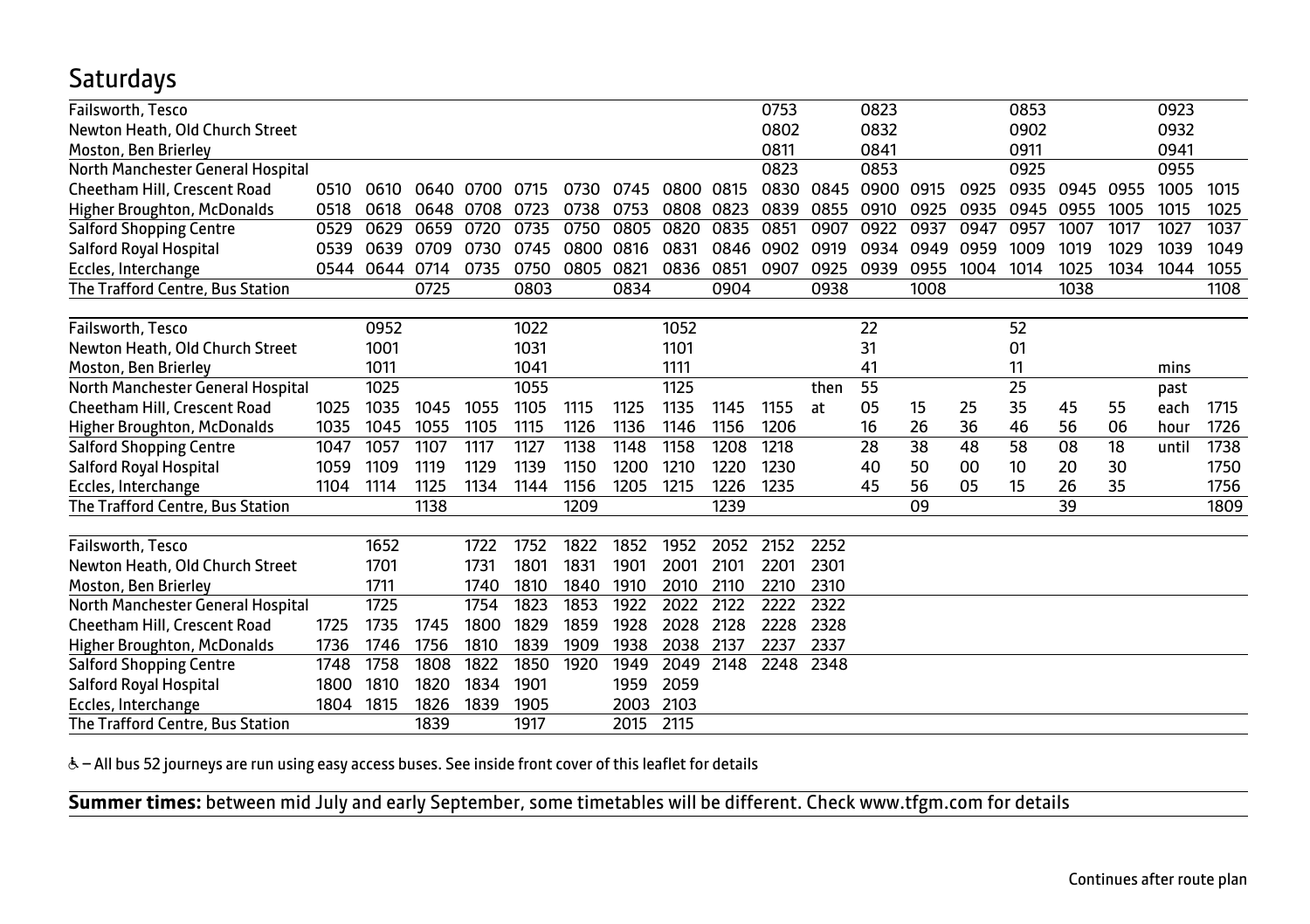## Saturdays

| | | | | | | | | | | | | | | | | | | | |
|---|---|---|---|---|---|---|---|---|---|---|---|---|---|---|---|---|---|---|---|
| Failsworth, Tesco | | | | | | | | | | 0753 | | 0823 | | | 0853 | | | 0923 | |
| Newton Heath, Old Church Street | | | | | | | | | | 0802 | | 0832 | | | 0902 | | | 0932 | |
| Moston, Ben Brierley | | | | | | | | | | 0811 | | 0841 | | | 0911 | | | 0941 | |
| North Manchester General Hospital | | | | | | | | | | 0823 | | 0853 | | | 0925 | | | 0955 | |
| Cheetham Hill, Crescent Road | 0510 | 0610 | 0640 | 0700 | 0715 | 0730 | 0745 | 0800 | 0815 | 0830 | 0845 | 0900 | 0915 | 0925 | 0935 | 0945 | 0955 | 1005 | 1015 |
| Higher Broughton, McDonalds | 0518 | 0618 | 0648 | 0708 | 0723 | 0738 | 0753 | 0808 | 0823 | 0839 | 0855 | 0910 | 0925 | 0935 | 0945 | 0955 | 1005 | 1015 | 1025 |
| Salford Shopping Centre | 0529 | 0629 | 0659 | 0720 | 0735 | 0750 | 0805 | 0820 | 0835 | 0851 | 0907 | 0922 | 0937 | 0947 | 0957 | 1007 | 1017 | 1027 | 1037 |
| Salford Royal Hospital | 0539 | 0639 | 0709 | 0730 | 0745 | 0800 | 0816 | 0831 | 0846 | 0902 | 0919 | 0934 | 0949 | 0959 | 1009 | 1019 | 1029 | 1039 | 1049 |
| Eccles, Interchange | 0544 | 0644 | 0714 | 0735 | 0750 | 0805 | 0821 | 0836 | 0851 | 0907 | 0925 | 0939 | 0955 | 1004 | 1014 | 1025 | 1034 | 1044 | 1055 |
| The Trafford Centre, Bus Station | | | 0725 | | 0803 | | 0834 | | 0904 | | 0938 | | 1008 | | | 1038 | | | 1108 |

| | | | | | | | | | | | | | | | | | | | |
|---|---|---|---|---|---|---|---|---|---|---|---|---|---|---|---|---|---|---|---|
| Failsworth, Tesco | | 0952 | | | 1022 | | | 1052 | | | | 22 | | | 52 | | | | |
| Newton Heath, Old Church Street | | 1001 | | | 1031 | | | 1101 | | | | 31 | | | 01 | | | | |
| Moston, Ben Brierley | | 1011 | | | 1041 | | | 1111 | | | | 41 | | | 11 | | | mins | |
| North Manchester General Hospital | | 1025 | | | 1055 | | | 1125 | | | then | 55 | | | 25 | | | past | |
| Cheetham Hill, Crescent Road | 1025 | 1035 | 1045 | 1055 | 1105 | 1115 | 1125 | 1135 | 1145 | 1155 | at | 05 | 15 | 25 | 35 | 45 | 55 | each | 1715 |
| Higher Broughton, McDonalds | 1035 | 1045 | 1055 | 1105 | 1115 | 1126 | 1136 | 1146 | 1156 | 1206 | | 16 | 26 | 36 | 46 | 56 | 06 | hour | 1726 |
| Salford Shopping Centre | 1047 | 1057 | 1107 | 1117 | 1127 | 1138 | 1148 | 1158 | 1208 | 1218 | | 28 | 38 | 48 | 58 | 08 | 18 | until | 1738 |
| Salford Royal Hospital | 1059 | 1109 | 1119 | 1129 | 1139 | 1150 | 1200 | 1210 | 1220 | 1230 | | 40 | 50 | 00 | 10 | 20 | 30 | | 1750 |
| Eccles, Interchange | 1104 | 1114 | 1125 | 1134 | 1144 | 1156 | 1205 | 1215 | 1226 | 1235 | | 45 | 56 | 05 | 15 | 26 | 35 | | 1756 |
| The Trafford Centre, Bus Station | | | 1138 | | | 1209 | | | 1239 | | | | 09 | | | 39 | | | 1809 |

| | | | | | | | | | | | |
|---|---|---|---|---|---|---|---|---|---|---|---|
| Failsworth, Tesco | | 1652 | | 1722 | 1752 | 1822 | 1852 | 1952 | 2052 | 2152 | 2252 |
| Newton Heath, Old Church Street | | 1701 | | 1731 | 1801 | 1831 | 1901 | 2001 | 2101 | 2201 | 2301 |
| Moston, Ben Brierley | | 1711 | | 1740 | 1810 | 1840 | 1910 | 2010 | 2110 | 2210 | 2310 |
| North Manchester General Hospital | | 1725 | | 1754 | 1823 | 1853 | 1922 | 2022 | 2122 | 2222 | 2322 |
| Cheetham Hill, Crescent Road | 1725 | 1735 | 1745 | 1800 | 1829 | 1859 | 1928 | 2028 | 2128 | 2228 | 2328 |
| Higher Broughton, McDonalds | 1736 | 1746 | 1756 | 1810 | 1839 | 1909 | 1938 | 2038 | 2137 | 2237 | 2337 |
| Salford Shopping Centre | 1748 | 1758 | 1808 | 1822 | 1850 | 1920 | 1949 | 2049 | 2148 | 2248 | 2348 |
| Salford Royal Hospital | 1800 | 1810 | 1820 | 1834 | 1901 | | 1959 | 2059 | | | |
| Eccles, Interchange | 1804 | 1815 | 1826 | 1839 | 1905 | | 2003 | 2103 | | | |
| The Trafford Centre, Bus Station | | | 1839 | | 1917 | | 2015 | 2115 | | | |

♿ – All bus 52 journeys are run using easy access buses. See inside front cover of this leaflet for details

**Summer times:** between mid July and early September, some timetables will be different. Check www.tfgm.com for details

Continues after route plan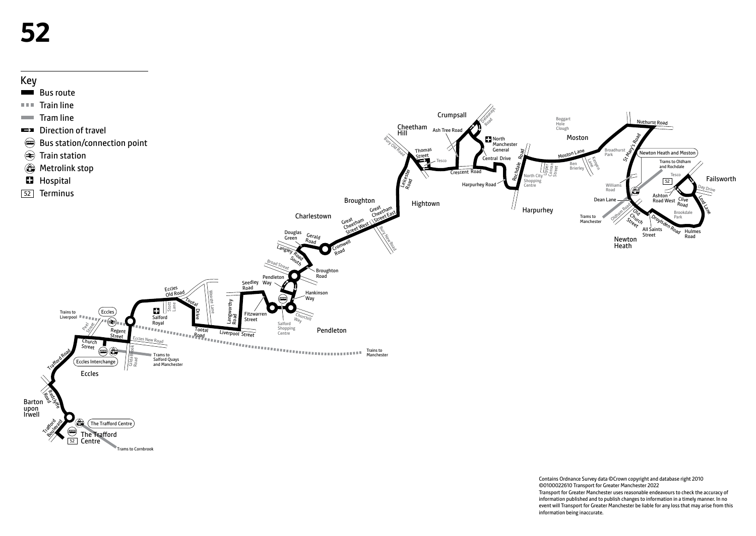# 52

## Key

- Bus route
- Train line
- Tram line
- Direction of travel
- Bus station/connection point
- Train station
- Metrolink stop
- Hospital
- 52 Terminus

Crumpsall
Cheetham Hill
Ash Tree Road
Delaunays Road
North Manchester General
Bury Old Road
Thomas Street
Tesco
Central Drive
Crescent Road
Leicester Road
Harpurhey Road
Rochdale Road
North City Shopping Centre
Upper Conran Street
Harpurhey
Hightown
Broughton
Great Cheetham Street East
Great Cheetham Street West
Bury New Road
Charlestown
Douglas Green
Gerald Road
Cromwell Road
Langley Road South
Broad Street
Broughton Road
Pendleton
Seedley Road
Pendleton Way
Hankinson Way
Churchill Way
Salford Shopping Centre
Pendleton
Fitzwarren Street
Langworthy Road
Liverpool Street
Weaste Lane
Eccles Old Road
Tootal Drive
Stott Lane
Salford Royal
Tootal Road
Trains to Manchester
Trains to Liverpool
Eccles
Peel Street
Regent Street
Eccles New Road
Church Street
Gilda Brook Road
Trams to Salford Quays and Manchester
Eccles Interchange
Eccles
Trafford Road
Barton upon Irwell
Redclyffe Road
Trafford Boulevard
The Trafford Centre
The Trafford Centre
52
Trams to Cornbrook

Boggart Hole Clough
Moston
Nuthurst Road
St Mary's Road
Moston Lane
Broadhurst Park
Ben Brierley
Kenyon Lane
Newton Heath and Moston
Trams to Oldham and Rochdale
Tesco
52
Failsworth
Williams Road
Day Drive
Ashton Road West
Clive Road
Lord Lane
Dean Lane
Brookdale Park
Oldham Road
Old Church Street
Droylsden Road
Trams to Manchester
All Saints Street
Hulmes Road
Newton Heath

Contains Ordnance Survey data ©Crown copyright and database right 2010
©0100022610 Transport for Greater Manchester 2022
Transport for Greater Manchester uses reasonable endeavours to check the accuracy of information published and to publish changes to information in a timely manner. In no event will Transport for Greater Manchester be liable for any loss that may arise from this information being inaccurate.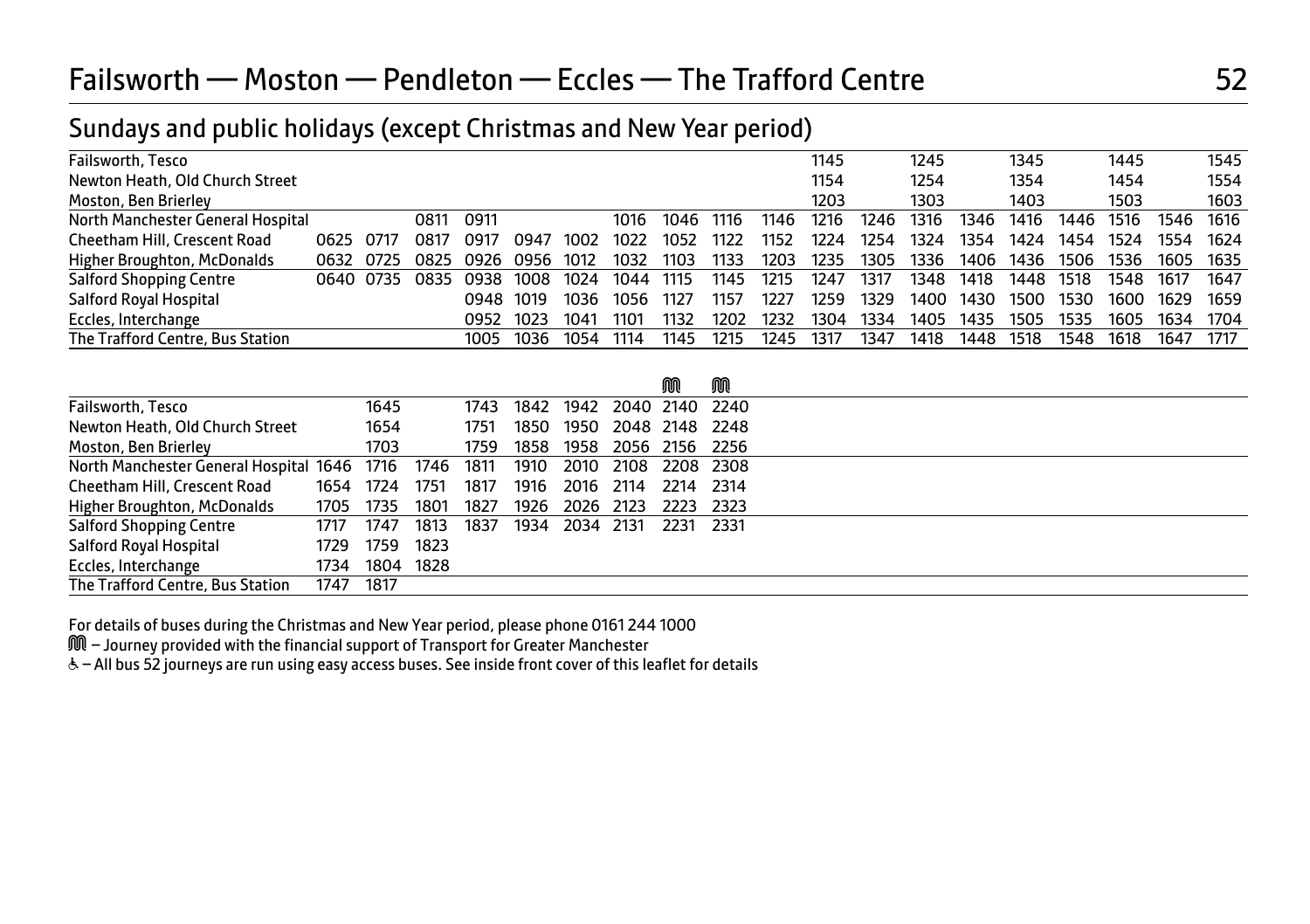# Failsworth — Moston — Pendleton — Eccles — The Trafford Centre

## Sundays and public holidays (except Christmas and New Year period)

| | | | | | | | | | | | | | | | | | | | |
|---|---|---|---|---|---|---|---|---|---|---|---|---|---|---|---|---|---|---|---|
| Failsworth, Tesco | | | | | | | | | | | 1145 | | 1245 | | 1345 | | 1445 | | 1545 |
| Newton Heath, Old Church Street | | | | | | | | | | | 1154 | | 1254 | | 1354 | | 1454 | | 1554 |
| Moston, Ben Brierley | | | | | | | | | | | 1203 | | 1303 | | 1403 | | 1503 | | 1603 |
| North Manchester General Hospital | | | 0811 | 0911 | | | 1016 | 1046 | 1116 | 1146 | 1216 | 1246 | 1316 | 1346 | 1416 | 1446 | 1516 | 1546 | 1616 |
| Cheetham Hill, Crescent Road | 0625 | 0717 | 0817 | 0917 | 0947 | 1002 | 1022 | 1052 | 1122 | 1152 | 1224 | 1254 | 1324 | 1354 | 1424 | 1454 | 1524 | 1554 | 1624 |
| Higher Broughton, McDonalds | 0632 | 0725 | 0825 | 0926 | 0956 | 1012 | 1032 | 1103 | 1133 | 1203 | 1235 | 1305 | 1336 | 1406 | 1436 | 1506 | 1536 | 1605 | 1635 |
| Salford Shopping Centre | 0640 | 0735 | 0835 | 0938 | 1008 | 1024 | 1044 | 1115 | 1145 | 1215 | 1247 | 1317 | 1348 | 1418 | 1448 | 1518 | 1548 | 1617 | 1647 |
| Salford Royal Hospital | | | | 0948 | 1019 | 1036 | 1056 | 1127 | 1157 | 1227 | 1259 | 1329 | 1400 | 1430 | 1500 | 1530 | 1600 | 1629 | 1659 |
| Eccles, Interchange | | | | 0952 | 1023 | 1041 | 1101 | 1132 | 1202 | 1232 | 1304 | 1334 | 1405 | 1435 | 1505 | 1535 | 1605 | 1634 | 1704 |
| The Trafford Centre, Bus Station | | | | 1005 | 1036 | 1054 | 1114 | 1145 | 1215 | 1245 | 1317 | 1347 | 1418 | 1448 | 1518 | 1548 | 1618 | 1647 | 1717 |

| | | | | | | | | M | M |
|---|---|---|---|---|---|---|---|---|---|
| Failsworth, Tesco | | 1645 | | 1743 | 1842 | 1942 | 2040 | 2140 | 2240 |
| Newton Heath, Old Church Street | | 1654 | | 1751 | 1850 | 1950 | 2048 | 2148 | 2248 |
| Moston, Ben Brierley | | 1703 | | 1759 | 1858 | 1958 | 2056 | 2156 | 2256 |
| North Manchester General Hospital | 1646 | 1716 | 1746 | 1811 | 1910 | 2010 | 2108 | 2208 | 2308 |
| Cheetham Hill, Crescent Road | 1654 | 1724 | 1751 | 1817 | 1916 | 2016 | 2114 | 2214 | 2314 |
| Higher Broughton, McDonalds | 1705 | 1735 | 1801 | 1827 | 1926 | 2026 | 2123 | 2223 | 2323 |
| Salford Shopping Centre | 1717 | 1747 | 1813 | 1837 | 1934 | 2034 | 2131 | 2231 | 2331 |
| Salford Royal Hospital | 1729 | 1759 | 1823 | | | | | | |
| Eccles, Interchange | 1734 | 1804 | 1828 | | | | | | |
| The Trafford Centre, Bus Station | 1747 | 1817 | | | | | | | |

For details of buses during the Christmas and New Year period, please phone 0161 244 1000

M – Journey provided with the financial support of Transport for Greater Manchester

♿ – All bus 52 journeys are run using easy access buses. See inside front cover of this leaflet for details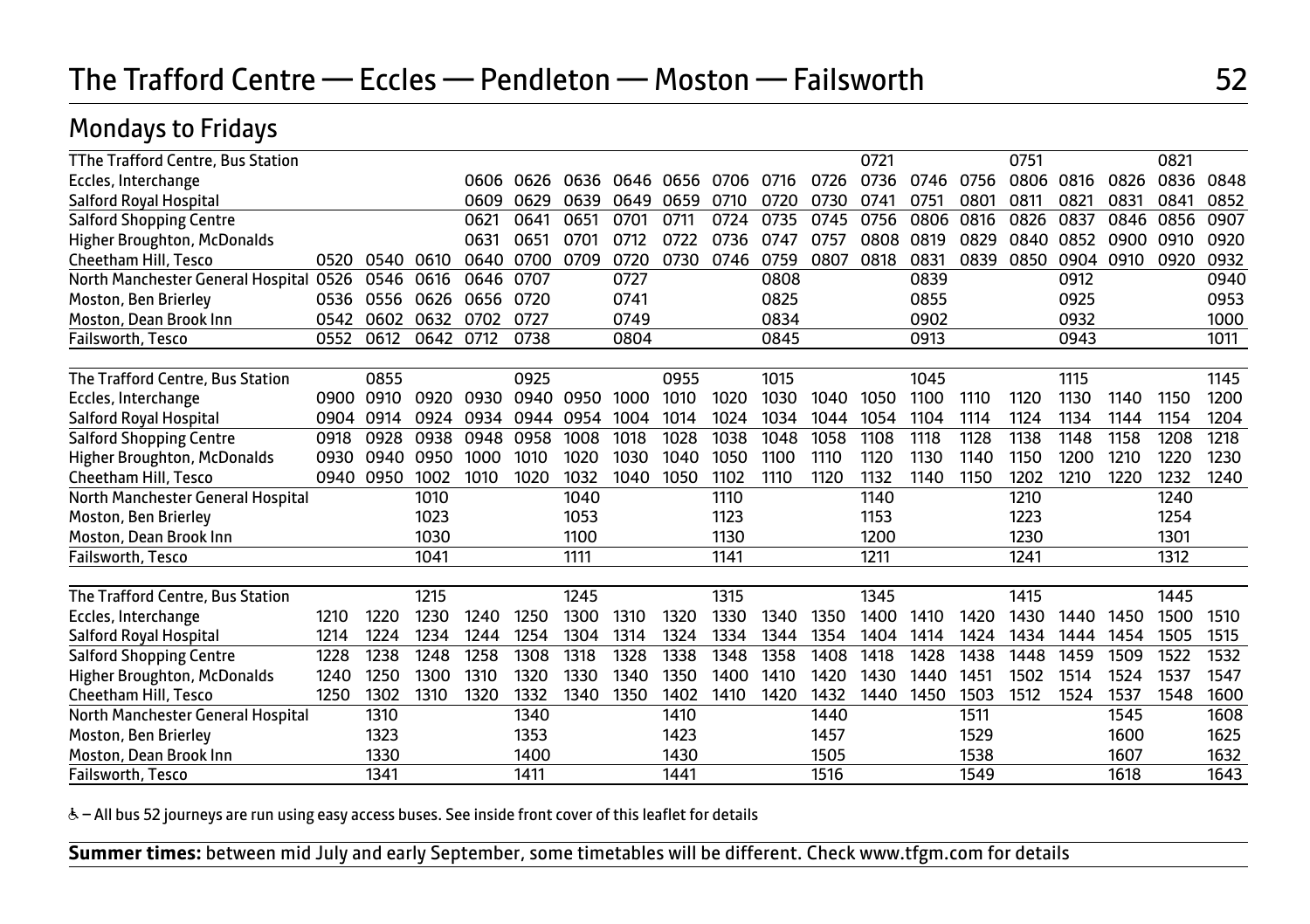# The Trafford Centre — Eccles — Pendleton — Moston — Failsworth

## 52

## Mondays to Fridays

| TThe Trafford Centre, Bus Station | | | | | | | | | | | 0721 | | | 0751 | | | 0821 | |
|---|---|---|---|---|---|---|---|---|---|---|---|---|---|---|---|---|---|---|
| Eccles, Interchange | | | | 0606 | 0626 | 0636 | 0646 | 0656 | 0706 | 0716 | 0726 | 0736 | 0746 | 0756 | 0806 | 0816 | 0826 | 0836 | 0848 |
| Salford Royal Hospital | | | | 0609 | 0629 | 0639 | 0649 | 0659 | 0710 | 0720 | 0730 | 0741 | 0751 | 0801 | 0811 | 0821 | 0831 | 0841 | 0852 |
| Salford Shopping Centre | | | | 0621 | 0641 | 0651 | 0701 | 0711 | 0724 | 0735 | 0745 | 0756 | 0806 | 0816 | 0826 | 0837 | 0846 | 0856 | 0907 |
| Higher Broughton, McDonalds | | | | 0631 | 0651 | 0701 | 0712 | 0722 | 0736 | 0747 | 0757 | 0808 | 0819 | 0829 | 0840 | 0852 | 0900 | 0910 | 0920 |
| Cheetham Hill, Tesco | 0520 | 0540 | 0610 | 0640 | 0700 | 0709 | 0720 | 0730 | 0746 | 0759 | 0807 | 0818 | 0831 | 0839 | 0850 | 0904 | 0910 | 0920 | 0932 |
| North Manchester General Hospital | 0526 | 0546 | 0616 | 0646 | 0707 | | 0727 | | | 0808 | | | 0839 | | | 0912 | | | 0940 |
| Moston, Ben Brierley | 0536 | 0556 | 0626 | 0656 | 0720 | | 0741 | | | 0825 | | | 0855 | | | 0925 | | | 0953 |
| Moston, Dean Brook Inn | 0542 | 0602 | 0632 | 0702 | 0727 | | 0749 | | | 0834 | | | 0902 | | | 0932 | | | 1000 |
| Failsworth, Tesco | 0552 | 0612 | 0642 | 0712 | 0738 | | 0804 | | | 0845 | | | 0913 | | | 0943 | | | 1011 |

| The Trafford Centre, Bus Station | | 0855 | | | 0925 | | | 0955 | | 1015 | | | 1045 | | | 1115 | | | 1145 |
|---|---|---|---|---|---|---|---|---|---|---|---|---|---|---|---|---|---|---|---|
| Eccles, Interchange | 0900 | 0910 | 0920 | 0930 | 0940 | 0950 | 1000 | 1010 | 1020 | 1030 | 1040 | 1050 | 1100 | 1110 | 1120 | 1130 | 1140 | 1150 | 1200 |
| Salford Royal Hospital | 0904 | 0914 | 0924 | 0934 | 0944 | 0954 | 1004 | 1014 | 1024 | 1034 | 1044 | 1054 | 1104 | 1114 | 1124 | 1134 | 1144 | 1154 | 1204 |
| Salford Shopping Centre | 0918 | 0928 | 0938 | 0948 | 0958 | 1008 | 1018 | 1028 | 1038 | 1048 | 1058 | 1108 | 1118 | 1128 | 1138 | 1148 | 1158 | 1208 | 1218 |
| Higher Broughton, McDonalds | 0930 | 0940 | 0950 | 1000 | 1010 | 1020 | 1030 | 1040 | 1050 | 1100 | 1110 | 1120 | 1130 | 1140 | 1150 | 1200 | 1210 | 1220 | 1230 |
| Cheetham Hill, Tesco | 0940 | 0950 | 1002 | 1010 | 1020 | 1032 | 1040 | 1050 | 1102 | 1110 | 1120 | 1132 | 1140 | 1150 | 1202 | 1210 | 1220 | 1232 | 1240 |
| North Manchester General Hospital | | | 1010 | | | 1040 | | | 1110 | | | 1140 | | | 1210 | | | 1240 | |
| Moston, Ben Brierley | | | 1023 | | | 1053 | | | 1123 | | | 1153 | | | 1223 | | | 1254 | |
| Moston, Dean Brook Inn | | | 1030 | | | 1100 | | | 1130 | | | 1200 | | | 1230 | | | 1301 | |
| Failsworth, Tesco | | | 1041 | | | 1111 | | | 1141 | | | 1211 | | | 1241 | | | 1312 | |

| The Trafford Centre, Bus Station | | | 1215 | | | 1245 | | | 1315 | | | 1345 | | | 1415 | | | 1445 | |
|---|---|---|---|---|---|---|---|---|---|---|---|---|---|---|---|---|---|---|---|
| Eccles, Interchange | 1210 | 1220 | 1230 | 1240 | 1250 | 1300 | 1310 | 1320 | 1330 | 1340 | 1350 | 1400 | 1410 | 1420 | 1430 | 1440 | 1450 | 1500 | 1510 |
| Salford Royal Hospital | 1214 | 1224 | 1234 | 1244 | 1254 | 1304 | 1314 | 1324 | 1334 | 1344 | 1354 | 1404 | 1414 | 1424 | 1434 | 1444 | 1454 | 1505 | 1515 |
| Salford Shopping Centre | 1228 | 1238 | 1248 | 1258 | 1308 | 1318 | 1328 | 1338 | 1348 | 1358 | 1408 | 1418 | 1428 | 1438 | 1448 | 1459 | 1509 | 1522 | 1532 |
| Higher Broughton, McDonalds | 1240 | 1250 | 1300 | 1310 | 1320 | 1330 | 1340 | 1350 | 1400 | 1410 | 1420 | 1430 | 1440 | 1451 | 1502 | 1514 | 1524 | 1537 | 1547 |
| Cheetham Hill, Tesco | 1250 | 1302 | 1310 | 1320 | 1332 | 1340 | 1350 | 1402 | 1410 | 1420 | 1432 | 1440 | 1450 | 1503 | 1512 | 1524 | 1537 | 1548 | 1600 |
| North Manchester General Hospital | | 1310 | | | 1340 | | | 1410 | | | 1440 | | | 1511 | | | 1545 | | 1608 |
| Moston, Ben Brierley | | 1323 | | | 1353 | | | 1423 | | | 1457 | | | 1529 | | | 1600 | | 1625 |
| Moston, Dean Brook Inn | | 1330 | | | 1400 | | | 1430 | | | 1505 | | | 1538 | | | 1607 | | 1632 |
| Failsworth, Tesco | | 1341 | | | 1411 | | | 1441 | | | 1516 | | | 1549 | | | 1618 | | 1643 |

♿ – All bus 52 journeys are run using easy access buses. See inside front cover of this leaflet for details

**Summer times:** between mid July and early September, some timetables will be different. Check www.tfgm.com for details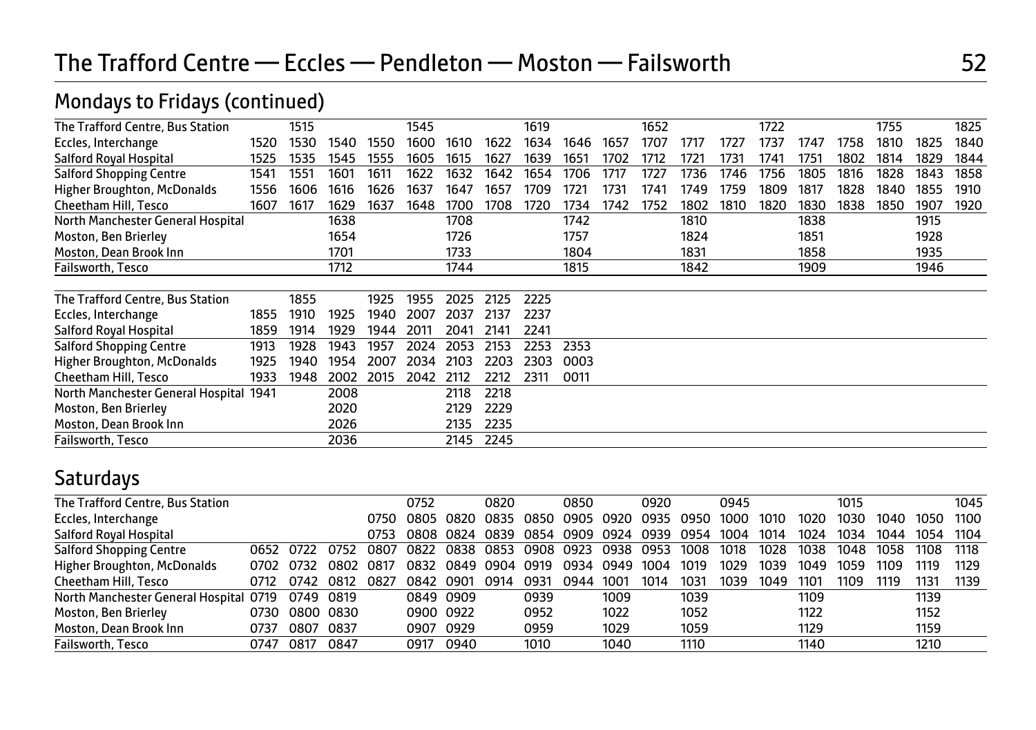# The Trafford Centre — Eccles — Pendleton — Moston — Failsworth 52

## Mondays to Fridays (continued)

| Stop | | | | | | | | | | | | | | | | | | | |
|---|---|---|---|---|---|---|---|---|---|---|---|---|---|---|---|---|---|---|---|
| The Trafford Centre, Bus Station | | 1515 | | | 1545 | | | 1619 | | | 1652 | | | 1722 | | | 1755 | | 1825 |
| Eccles, Interchange | 1520 | 1530 | 1540 | 1550 | 1600 | 1610 | 1622 | 1634 | 1646 | 1657 | 1707 | 1717 | 1727 | 1737 | 1747 | 1758 | 1810 | 1825 | 1840 |
| Salford Royal Hospital | 1525 | 1535 | 1545 | 1555 | 1605 | 1615 | 1627 | 1639 | 1651 | 1702 | 1712 | 1721 | 1731 | 1741 | 1751 | 1802 | 1814 | 1829 | 1844 |
| Salford Shopping Centre | 1541 | 1551 | 1601 | 1611 | 1622 | 1632 | 1642 | 1654 | 1706 | 1717 | 1727 | 1736 | 1746 | 1756 | 1805 | 1816 | 1828 | 1843 | 1858 |
| Higher Broughton, McDonalds | 1556 | 1606 | 1616 | 1626 | 1637 | 1647 | 1657 | 1709 | 1721 | 1731 | 1741 | 1749 | 1759 | 1809 | 1817 | 1828 | 1840 | 1855 | 1910 |
| Cheetham Hill, Tesco | 1607 | 1617 | 1629 | 1637 | 1648 | 1700 | 1708 | 1720 | 1734 | 1742 | 1752 | 1802 | 1810 | 1820 | 1830 | 1838 | 1850 | 1907 | 1920 |
| North Manchester General Hospital | | | 1638 | | | 1708 | | | 1742 | | | 1810 | | | 1838 | | | 1915 | |
| Moston, Ben Brierley | | | 1654 | | | 1726 | | | 1757 | | | 1824 | | | 1851 | | | 1928 | |
| Moston, Dean Brook Inn | | | 1701 | | | 1733 | | | 1804 | | | 1831 | | | 1858 | | | 1935 | |
| Failsworth, Tesco | | | 1712 | | | 1744 | | | 1815 | | | 1842 | | | 1909 | | | 1946 | |

| Stop | | | | | | | | | |
|---|---|---|---|---|---|---|---|---|---|
| The Trafford Centre, Bus Station | | 1855 | | 1925 | 1955 | 2025 | 2125 | 2225 | |
| Eccles, Interchange | 1855 | 1910 | 1925 | 1940 | 2007 | 2037 | 2137 | 2237 | |
| Salford Royal Hospital | 1859 | 1914 | 1929 | 1944 | 2011 | 2041 | 2141 | 2241 | |
| Salford Shopping Centre | 1913 | 1928 | 1943 | 1957 | 2024 | 2053 | 2153 | 2253 | 2353 |
| Higher Broughton, McDonalds | 1925 | 1940 | 1954 | 2007 | 2034 | 2103 | 2203 | 2303 | 0003 |
| Cheetham Hill, Tesco | 1933 | 1948 | 2002 | 2015 | 2042 | 2112 | 2212 | 2311 | 0011 |
| North Manchester General Hospital | 1941 | | 2008 | | | 2118 | 2218 | | |
| Moston, Ben Brierley | | | 2020 | | | 2129 | 2229 | | |
| Moston, Dean Brook Inn | | | 2026 | | | 2135 | 2235 | | |
| Failsworth, Tesco | | | 2036 | | | 2145 | 2245 | | |

## Saturdays

| Stop | | | | | | | | | | | | | | | | | | | |
|---|---|---|---|---|---|---|---|---|---|---|---|---|---|---|---|---|---|---|---|
| The Trafford Centre, Bus Station | | | | | 0752 | | 0820 | | 0850 | | 0920 | | 0945 | | | 1015 | | | 1045 |
| Eccles, Interchange | | | | 0750 | 0805 | 0820 | 0835 | 0850 | 0905 | 0920 | 0935 | 0950 | 1000 | 1010 | 1020 | 1030 | 1040 | 1050 | 1100 |
| Salford Royal Hospital | | | | 0753 | 0808 | 0824 | 0839 | 0854 | 0909 | 0924 | 0939 | 0954 | 1004 | 1014 | 1024 | 1034 | 1044 | 1054 | 1104 |
| Salford Shopping Centre | 0652 | 0722 | 0752 | 0807 | 0822 | 0838 | 0853 | 0908 | 0923 | 0938 | 0953 | 1008 | 1018 | 1028 | 1038 | 1048 | 1058 | 1108 | 1118 |
| Higher Broughton, McDonalds | 0702 | 0732 | 0802 | 0817 | 0832 | 0849 | 0904 | 0919 | 0934 | 0949 | 1004 | 1019 | 1029 | 1039 | 1049 | 1059 | 1109 | 1119 | 1129 |
| Cheetham Hill, Tesco | 0712 | 0742 | 0812 | 0827 | 0842 | 0901 | 0914 | 0931 | 0944 | 1001 | 1014 | 1031 | 1039 | 1049 | 1101 | 1109 | 1119 | 1131 | 1139 |
| North Manchester General Hospital | 0719 | 0749 | 0819 | | 0849 | 0909 | | 0939 | | 1009 | | 1039 | | | 1109 | | | 1139 | |
| Moston, Ben Brierley | 0730 | 0800 | 0830 | | 0900 | 0922 | | 0952 | | 1022 | | 1052 | | | 1122 | | | 1152 | |
| Moston, Dean Brook Inn | 0737 | 0807 | 0837 | | 0907 | 0929 | | 0959 | | 1029 | | 1059 | | | 1129 | | | 1159 | |
| Failsworth, Tesco | 0747 | 0817 | 0847 | | 0917 | 0940 | | 1010 | | 1040 | | 1110 | | | 1140 | | | 1210 | |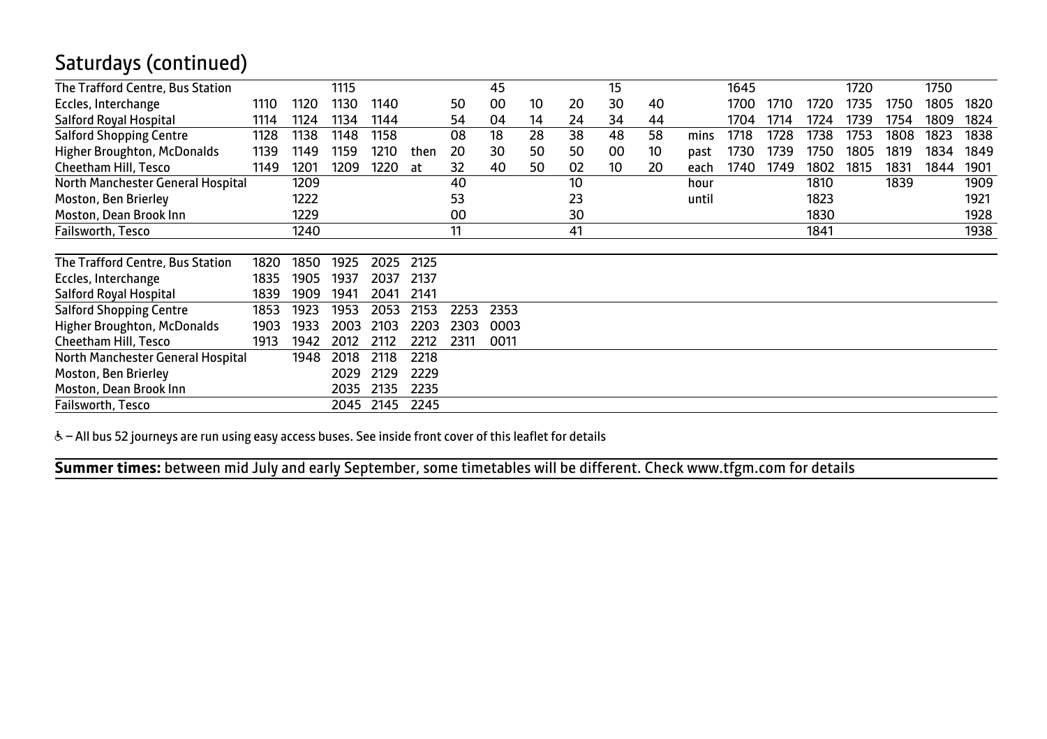## Saturdays (continued)

| | | | | | | | | | | | | | | | | | | | |
|---|---|---|---|---|---|---|---|---|---|---|---|---|---|---|---|---|---|---|---|
| The Trafford Centre, Bus Station | | | 1115 | | | | 45 | | | 15 | | | 1645 | | | 1720 | | 1750 | |
| Eccles, Interchange | 1110 | 1120 | 1130 | 1140 | | 50 | 00 | 10 | 20 | 30 | 40 | | 1700 | 1710 | 1720 | 1735 | 1750 | 1805 | 1820 |
| Salford Royal Hospital | 1114 | 1124 | 1134 | 1144 | | 54 | 04 | 14 | 24 | 34 | 44 | | 1704 | 1714 | 1724 | 1739 | 1754 | 1809 | 1824 |
| Salford Shopping Centre | 1128 | 1138 | 1148 | 1158 | | 08 | 18 | 28 | 38 | 48 | 58 | mins | 1718 | 1728 | 1738 | 1753 | 1808 | 1823 | 1838 |
| Higher Broughton, McDonalds | 1139 | 1149 | 1159 | 1210 | then | 20 | 30 | 50 | 50 | 00 | 10 | past | 1730 | 1739 | 1750 | 1805 | 1819 | 1834 | 1849 |
| Cheetham Hill, Tesco | 1149 | 1201 | 1209 | 1220 | at | 32 | 40 | 50 | 02 | 10 | 20 | each | 1740 | 1749 | 1802 | 1815 | 1831 | 1844 | 1901 |
| North Manchester General Hospital | | 1209 | | | | 40 | | | 10 | | | hour | | | 1810 | | 1839 | | 1909 |
| Moston, Ben Brierley | | 1222 | | | | 53 | | | 23 | | | until | | | 1823 | | | | 1921 |
| Moston, Dean Brook Inn | | 1229 | | | | 00 | | | 30 | | | | | | 1830 | | | | 1928 |
| Failsworth, Tesco | | 1240 | | | | 11 | | | 41 | | | | | | 1841 | | | | 1938 |

| | | | | | | | |
|---|---|---|---|---|---|---|---|
| The Trafford Centre, Bus Station | 1820 | 1850 | 1925 | 2025 | 2125 | | |
| Eccles, Interchange | 1835 | 1905 | 1937 | 2037 | 2137 | | |
| Salford Royal Hospital | 1839 | 1909 | 1941 | 2041 | 2141 | | |
| Salford Shopping Centre | 1853 | 1923 | 1953 | 2053 | 2153 | 2253 | 2353 |
| Higher Broughton, McDonalds | 1903 | 1933 | 2003 | 2103 | 2203 | 2303 | 0003 |
| Cheetham Hill, Tesco | 1913 | 1942 | 2012 | 2112 | 2212 | 2311 | 0011 |
| North Manchester General Hospital | | 1948 | 2018 | 2118 | 2218 | | |
| Moston, Ben Brierley | | | 2029 | 2129 | 2229 | | |
| Moston, Dean Brook Inn | | | 2035 | 2135 | 2235 | | |
| Failsworth, Tesco | | | 2045 | 2145 | 2245 | | |

♿ – All bus 52 journeys are run using easy access buses. See inside front cover of this leaflet for details

**Summer times:** between mid July and early September, some timetables will be different. Check www.tfgm.com for details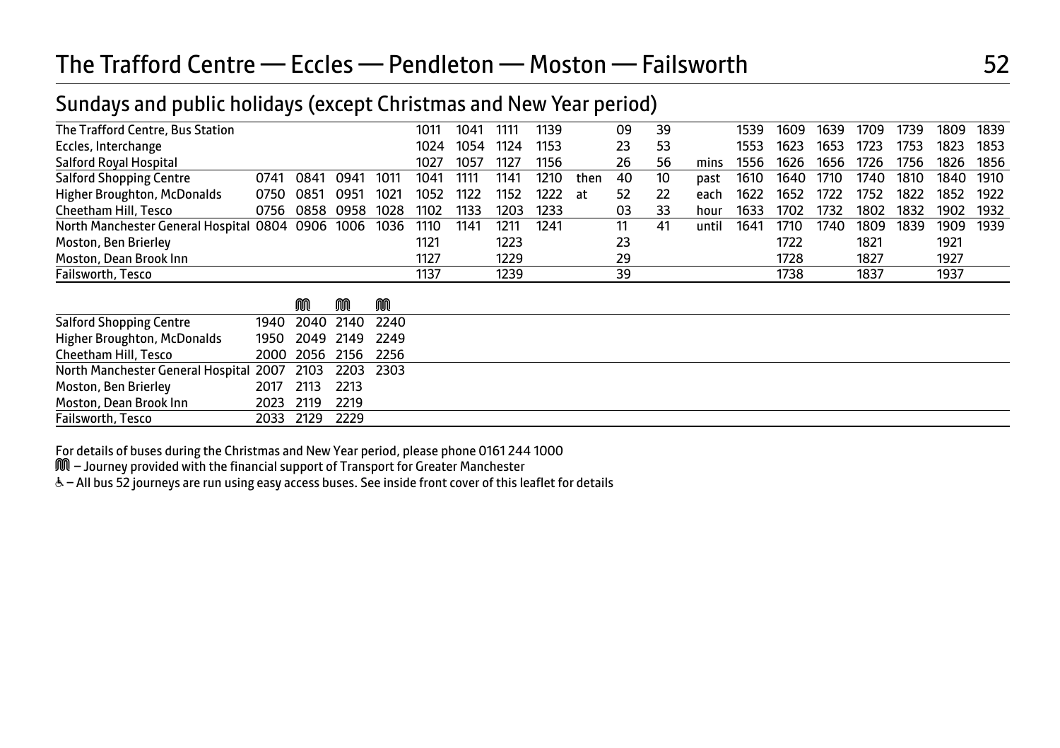# The Trafford Centre — Eccles — Pendleton — Moston — Failsworth

## Sundays and public holidays (except Christmas and New Year period)

| | | | | | | | | | | | | | | | | | | | | |
|---|---|---|---|---|---|---|---|---|---|---|---|---|---|---|---|---|---|---|---|---|
| The Trafford Centre, Bus Station | | | | | 1011 | 1041 | 1111 | 1139 | | 09 | 39 | | 1539 | 1609 | 1639 | 1709 | 1739 | 1809 | 1839 |
| Eccles, Interchange | | | | | 1024 | 1054 | 1124 | 1153 | | 23 | 53 | | 1553 | 1623 | 1653 | 1723 | 1753 | 1823 | 1853 |
| Salford Royal Hospital | | | | | 1027 | 1057 | 1127 | 1156 | | 26 | 56 | mins | 1556 | 1626 | 1656 | 1726 | 1756 | 1826 | 1856 |
| Salford Shopping Centre | 0741 | 0841 | 0941 | 1011 | 1041 | 1111 | 1141 | 1210 | then | 40 | 10 | past | 1610 | 1640 | 1710 | 1740 | 1810 | 1840 | 1910 |
| Higher Broughton, McDonalds | 0750 | 0851 | 0951 | 1021 | 1052 | 1122 | 1152 | 1222 | at | 52 | 22 | each | 1622 | 1652 | 1722 | 1752 | 1822 | 1852 | 1922 |
| Cheetham Hill, Tesco | 0756 | 0858 | 0958 | 1028 | 1102 | 1133 | 1203 | 1233 | | 03 | 33 | hour | 1633 | 1702 | 1732 | 1802 | 1832 | 1902 | 1932 |
| North Manchester General Hospital | 0804 | 0906 | 1006 | 1036 | 1110 | 1141 | 1211 | 1241 | | 11 | 41 | until | 1641 | 1710 | 1740 | 1809 | 1839 | 1909 | 1939 |
| Moston, Ben Brierley | | | | | 1121 | | 1223 | | | 23 | | | | 1722 | | 1821 | | 1921 | |
| Moston, Dean Brook Inn | | | | | 1127 | | 1229 | | | 29 | | | | 1728 | | 1827 | | 1927 | |
| Failsworth, Tesco | | | | | 1137 | | 1239 | | | 39 | | | | 1738 | | 1837 | | 1937 | |

| | | M | M | M |
|---|---|---|---|---|
| Salford Shopping Centre | 1940 | 2040 | 2140 | 2240 |
| Higher Broughton, McDonalds | 1950 | 2049 | 2149 | 2249 |
| Cheetham Hill, Tesco | 2000 | 2056 | 2156 | 2256 |
| North Manchester General Hospital | 2007 | 2103 | 2203 | 2303 |
| Moston, Ben Brierley | 2017 | 2113 | 2213 | |
| Moston, Dean Brook Inn | 2023 | 2119 | 2219 | |
| Failsworth, Tesco | 2033 | 2129 | 2229 | |

For details of buses during the Christmas and New Year period, please phone 0161 244 1000

M – Journey provided with the financial support of Transport for Greater Manchester

♿ – All bus 52 journeys are run using easy access buses. See inside front cover of this leaflet for details